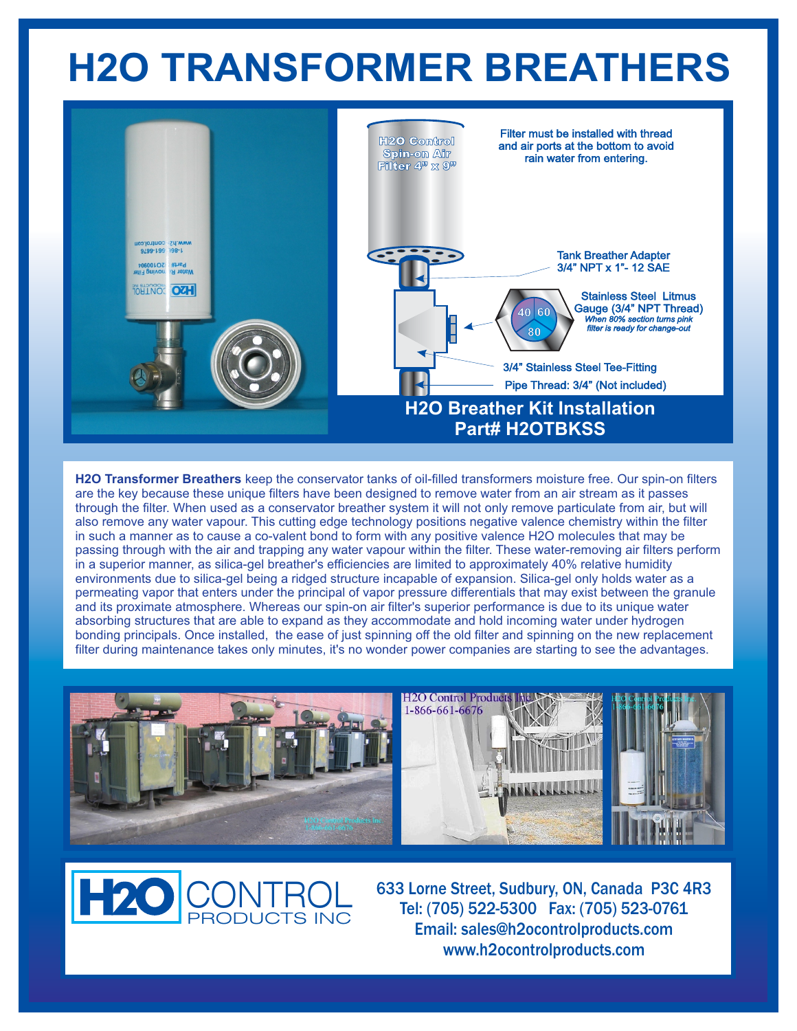# H2O TRANSFORMER BREATHERS

H2O Control Spin-on Air Filter 4" x 9"

Filter must be installed with thread and air ports at the bottom to avoid rain water from entering.

Tank Breather Adapter 3/4" NPT x 1"- 12 SAE

Stainless Steel Litmus Gauge (3/4" NPT Thread)
*When 80% section turns pink filter is ready for change-out*

3/4" Stainless Steel Tee-Fitting

Pipe Thread: 3/4" (Not included)

## H2O Breather Kit Installation
## Part# H2OTBKSS

**H2O Transformer Breathers** keep the conservator tanks of oil-filled transformers moisture free. Our spin-on filters are the key because these unique filters have been designed to remove water from an air stream as it passes through the filter. When used as a conservator breather system it will not only remove particulate from air, but will also remove any water vapour. This cutting edge technology positions negative valence chemistry within the filter in such a manner as to cause a co-valent bond to form with any positive valence H2O molecules that may be passing through with the air and trapping any water vapour within the filter. These water-removing air filters perform in a superior manner, as silica-gel breather's efficiencies are limited to approximately 40% relative humidity environments due to silica-gel being a ridged structure incapable of expansion. Silica-gel only holds water as a permeating vapor that enters under the principal of vapor pressure differentials that may exist between the granule and its proximate atmosphere. Whereas our spin-on air filter's superior performance is due to its unique water absorbing structures that are able to expand as they accommodate and hold incoming water under hydrogen bonding principals. Once installed, the ease of just spinning off the old filter and spinning on the new replacement filter during maintenance takes only minutes, it's no wonder power companies are starting to see the advantages.

**H2O CONTROL PRODUCTS INC**

633 Lorne Street, Sudbury, ON, Canada P3C 4R3
Tel: (705) 522-5300 Fax: (705) 523-0761
Email: sales@h2ocontrolproducts.com
www.h2ocontrolproducts.com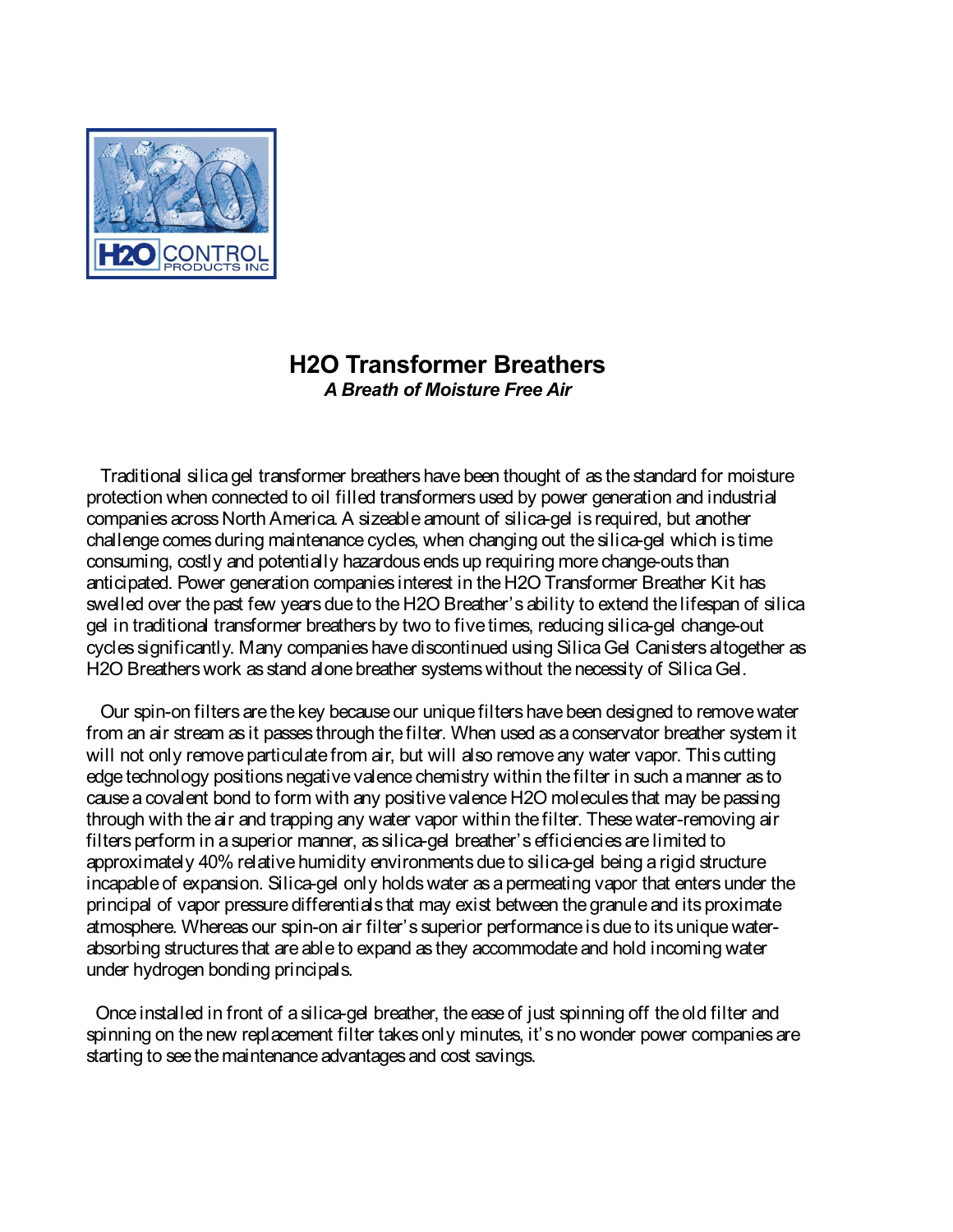# H2O Transformer Breathers

***A Breath of Moisture Free Air***

Traditional silica gel transformer breathers have been thought of as the standard for moisture protection when connected to oil filled transformers used by power generation and industrial companies across North America. A sizeable amount of silica-gel is required, but another challenge comes during maintenance cycles, when changing out the silica-gel which is time consuming, costly and potentially hazardous ends up requiring more change-outs than anticipated. Power generation companies interest in the H2O Transformer Breather Kit has swelled over the past few years due to the H2O Breather's ability to extend the lifespan of silica gel in traditional transformer breathers by two to five times, reducing silica-gel change-out cycles significantly. Many companies have discontinued using Silica Gel Canisters altogether as H2O Breathers work as stand alone breather systems without the necessity of Silica Gel.

Our spin-on filters are the key because our unique filters have been designed to remove water from an air stream as it passes through the filter. When used as a conservator breather system it will not only remove particulate from air, but will also remove any water vapor. This cutting edge technology positions negative valence chemistry within the filter in such a manner as to cause a covalent bond to form with any positive valence H2O molecules that may be passing through with the air and trapping any water vapor within the filter. These water-removing air filters perform in a superior manner, as silica-gel breather's efficiencies are limited to approximately 40% relative humidity environments due to silica-gel being a rigid structure incapable of expansion. Silica-gel only holds water as a permeating vapor that enters under the principal of vapor pressure differentials that may exist between the granule and its proximate atmosphere. Whereas our spin-on air filter's superior performance is due to its unique water-absorbing structures that are able to expand as they accommodate and hold incoming water under hydrogen bonding principals.

Once installed in front of a silica-gel breather, the ease of just spinning off the old filter and spinning on the new replacement filter takes only minutes, it's no wonder power companies are starting to see the maintenance advantages and cost savings.